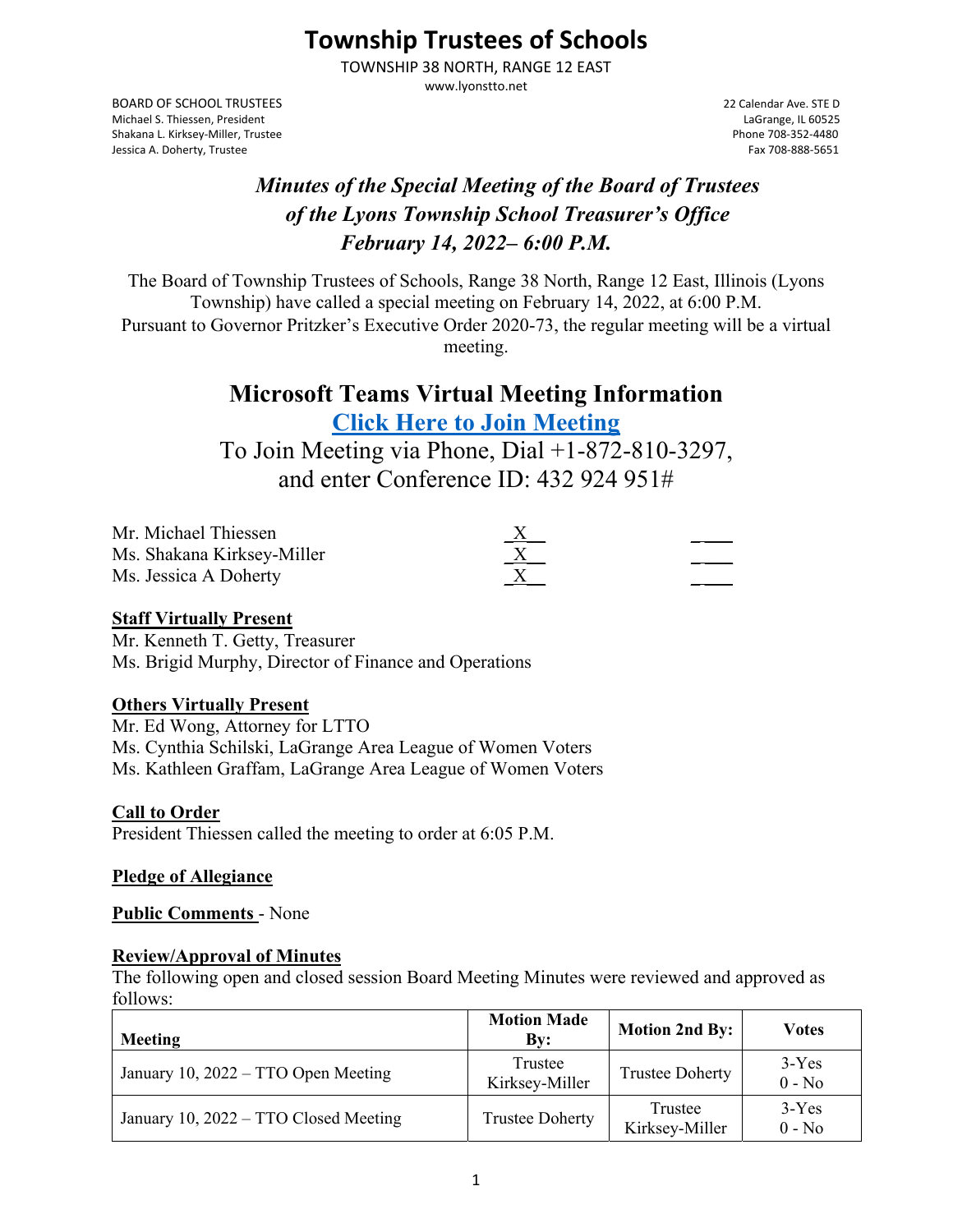# Township Trustees of Schools

TOWNSHIP 38 NORTH, RANGE 12 EAST
www.lyonstto.net

BOARD OF SCHOOL TRUSTEES
Michael S. Thiessen, President
Shakana L. Kirksey-Miller, Trustee
Jessica A. Doherty, Trustee

22 Calendar Ave. STE D
LaGrange, IL 60525
Phone 708-352-4480
Fax 708-888-5651

## *Minutes of the Special Meeting of the Board of Trustees of the Lyons Township School Treasurer's Office February 14, 2022– 6:00 P.M.*

The Board of Township Trustees of Schools, Range 38 North, Range 12 East, Illinois (Lyons Township) have called a special meeting on February 14, 2022, at 6:00 P.M.
Pursuant to Governor Pritzker's Executive Order 2020-73, the regular meeting will be a virtual meeting.

## Microsoft Teams Virtual Meeting Information

**Click Here to Join Meeting**

To Join Meeting via Phone, Dial +1-872-810-3297, and enter Conference ID: 432 924 951#

| | | |
|---|---|---|
| Mr. Michael Thiessen | X | |
| Ms. Shakana Kirksey-Miller | X | |
| Ms. Jessica A Doherty | X | |

**Staff Virtually Present**
Mr. Kenneth T. Getty, Treasurer
Ms. Brigid Murphy, Director of Finance and Operations

**Others Virtually Present**
Mr. Ed Wong, Attorney for LTTO
Ms. Cynthia Schilski, LaGrange Area League of Women Voters
Ms. Kathleen Graffam, LaGrange Area League of Women Voters

**Call to Order**
President Thiessen called the meeting to order at 6:05 P.M.

**Pledge of Allegiance**

**Public Comments** - None

**Review/Approval of Minutes**
The following open and closed session Board Meeting Minutes were reviewed and approved as follows:

| Meeting | Motion Made By: | Motion 2nd By: | Votes |
|---|---|---|---|
| January 10, 2022 – TTO Open Meeting | Trustee Kirksey-Miller | Trustee Doherty | 3-Yes 0 - No |
| January 10, 2022 – TTO Closed Meeting | Trustee Doherty | Trustee Kirksey-Miller | 3-Yes 0 - No |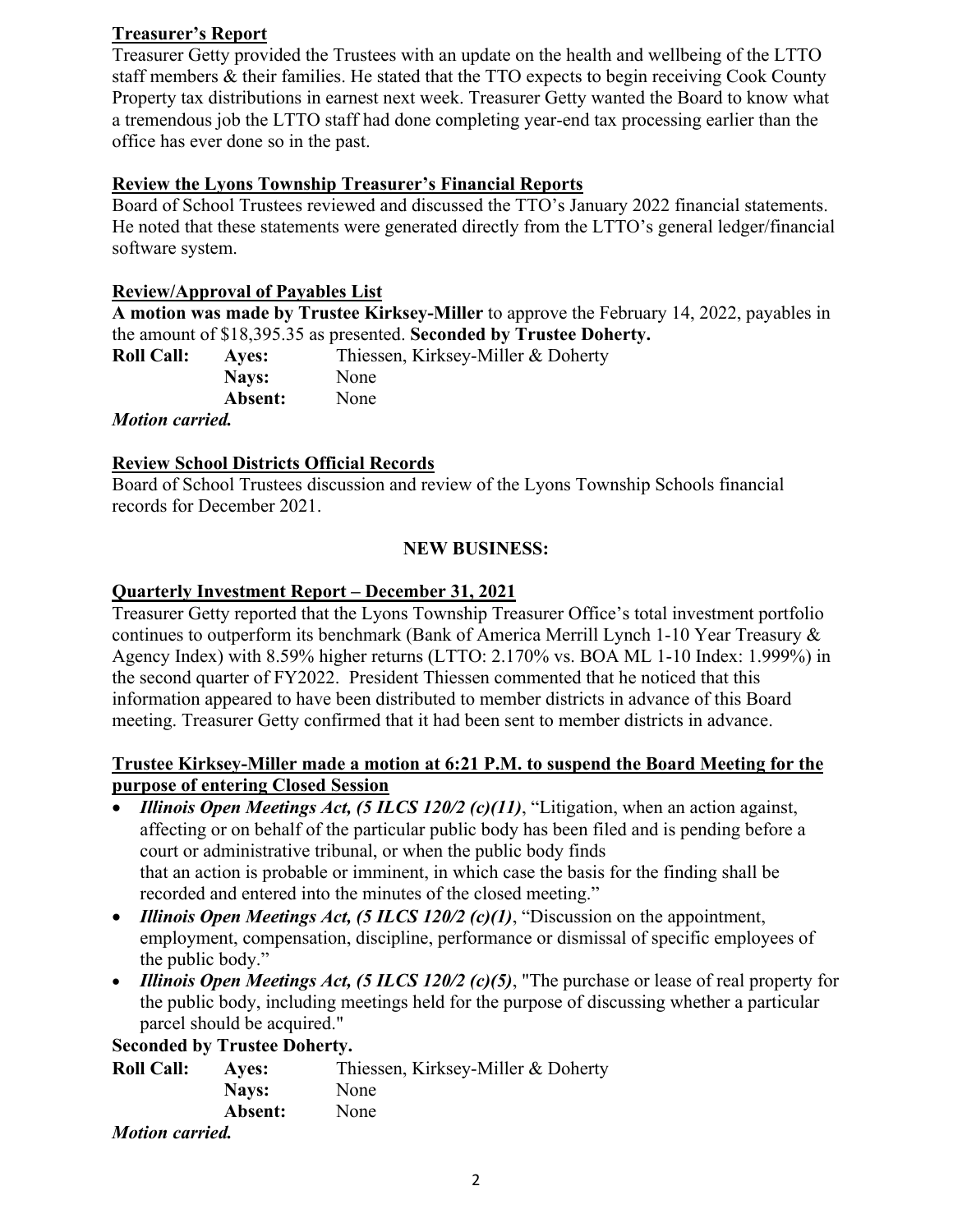**Treasurer's Report**

Treasurer Getty provided the Trustees with an update on the health and wellbeing of the LTTO staff members & their families. He stated that the TTO expects to begin receiving Cook County Property tax distributions in earnest next week. Treasurer Getty wanted the Board to know what a tremendous job the LTTO staff had done completing year-end tax processing earlier than the office has ever done so in the past.

**Review the Lyons Township Treasurer's Financial Reports**

Board of School Trustees reviewed and discussed the TTO's January 2022 financial statements. He noted that these statements were generated directly from the LTTO's general ledger/financial software system.

**Review/Approval of Payables List**

**A motion was made by Trustee Kirksey-Miller** to approve the February 14, 2022, payables in the amount of $18,395.35 as presented. **Seconded by Trustee Doherty.**

| **Roll Call:** | **Ayes:** | Thiessen, Kirksey-Miller & Doherty |
|---|---|---|
| | **Nays:** | None |
| | **Absent:** | None |

***Motion carried.***

**Review School Districts Official Records**

Board of School Trustees discussion and review of the Lyons Township Schools financial records for December 2021.

**NEW BUSINESS:**

**Quarterly Investment Report – December 31, 2021**

Treasurer Getty reported that the Lyons Township Treasurer Office's total investment portfolio continues to outperform its benchmark (Bank of America Merrill Lynch 1-10 Year Treasury & Agency Index) with 8.59% higher returns (LTTO: 2.170% vs. BOA ML 1-10 Index: 1.999%) in the second quarter of FY2022. President Thiessen commented that he noticed that this information appeared to have been distributed to member districts in advance of this Board meeting. Treasurer Getty confirmed that it had been sent to member districts in advance.

**Trustee Kirksey-Miller made a motion at 6:21 P.M. to suspend the Board Meeting for the purpose of entering Closed Session**

- ***Illinois Open Meetings Act, (5 ILCS 120/2 (c)(11)***, "Litigation, when an action against, affecting or on behalf of the particular public body has been filed and is pending before a court or administrative tribunal, or when the public body finds that an action is probable or imminent, in which case the basis for the finding shall be recorded and entered into the minutes of the closed meeting."
- ***Illinois Open Meetings Act, (5 ILCS 120/2 (c)(1)***, "Discussion on the appointment, employment, compensation, discipline, performance or dismissal of specific employees of the public body."
- ***Illinois Open Meetings Act, (5 ILCS 120/2 (c)(5)***, "The purchase or lease of real property for the public body, including meetings held for the purpose of discussing whether a particular parcel should be acquired."

**Seconded by Trustee Doherty.**

| **Roll Call:** | **Ayes:** | Thiessen, Kirksey-Miller & Doherty |
|---|---|---|
| | **Nays:** | None |
| | **Absent:** | None |

***Motion carried.***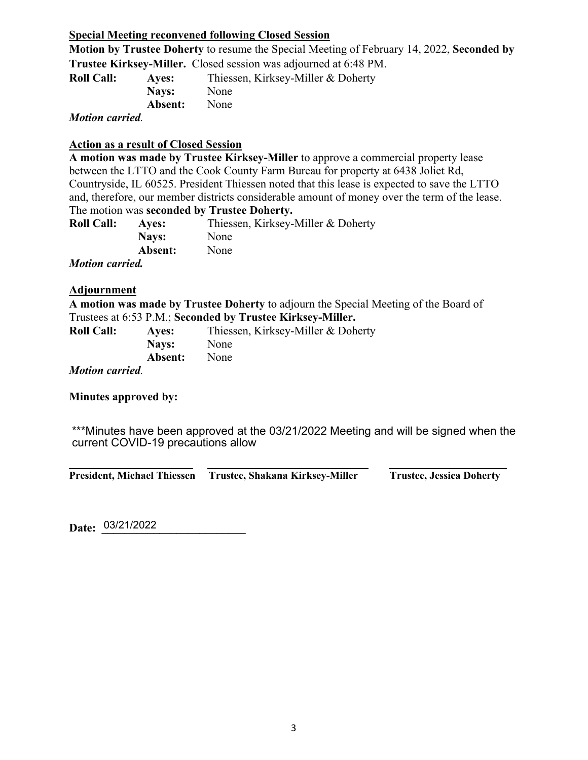**<u>Special Meeting reconvened following Closed Session</u>**

**Motion by Trustee Doherty** to resume the Special Meeting of February 14, 2022, **Seconded by Trustee Kirksey-Miller.** Closed session was adjourned at 6:48 PM.

| | | |
|---|---|---|
| **Roll Call:** | **Ayes:** | Thiessen, Kirksey-Miller & Doherty |
| | **Nays:** | None |
| | **Absent:** | None |

***Motion carried*.**

**<u>Action as a result of Closed Session</u>**

**A motion was made by Trustee Kirksey-Miller** to approve a commercial property lease between the LTTO and the Cook County Farm Bureau for property at 6438 Joliet Rd, Countryside, IL 60525. President Thiessen noted that this lease is expected to save the LTTO and, therefore, our member districts considerable amount of money over the term of the lease. The motion was **seconded by Trustee Doherty.**

| | | |
|---|---|---|
| **Roll Call:** | **Ayes:** | Thiessen, Kirksey-Miller & Doherty |
| | **Nays:** | None |
| | **Absent:** | None |

***Motion carried.***

**<u>Adjournment</u>**

**A motion was made by Trustee Doherty** to adjourn the Special Meeting of the Board of Trustees at 6:53 P.M.; **Seconded by Trustee Kirksey-Miller.**

| | | |
|---|---|---|
| **Roll Call:** | **Ayes:** | Thiessen, Kirksey-Miller & Doherty |
| | **Nays:** | None |
| | **Absent:** | None |

***Motion carried*.**

**Minutes approved by:**

***Minutes have been approved at the 03/21/2022 Meeting and will be signed when the current COVID-19 precautions allow

**President, Michael Thiessen** **Trustee, Shakana Kirksey-Miller** **Trustee, Jessica Doherty**

**Date:** 03/21/2022